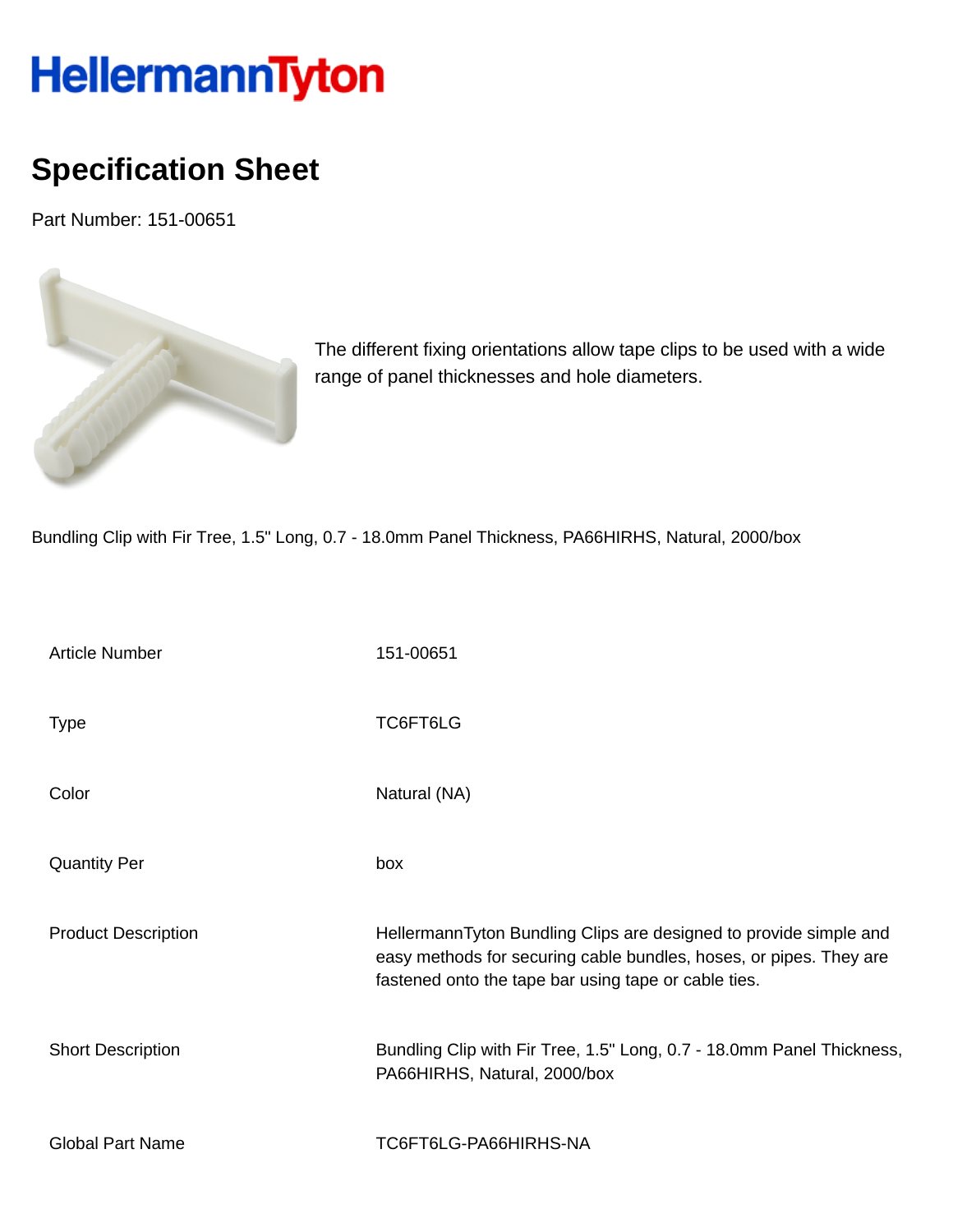# HellermannTyton

## Specification Sheet

Part Number: 151-00651

The different fixing orientations allow tape clips to be used with a wide range of panel thicknesses and hole diameters.

Bundling Clip with Fir Tree, 1.5" Long, 0.7 - 18.0mm Panel Thickness, PA66HIRHS, Natural, 2000/box

| | |
|---|---|
| Article Number | 151-00651 |
| Type | TC6FT6LG |
| Color | Natural (NA) |
| Quantity Per | box |
| Product Description | HellermannTyton Bundling Clips are designed to provide simple and easy methods for securing cable bundles, hoses, or pipes. They are fastened onto the tape bar using tape or cable ties. |
| Short Description | Bundling Clip with Fir Tree, 1.5" Long, 0.7 - 18.0mm Panel Thickness, PA66HIRHS, Natural, 2000/box |
| Global Part Name | TC6FT6LG-PA66HIRHS-NA |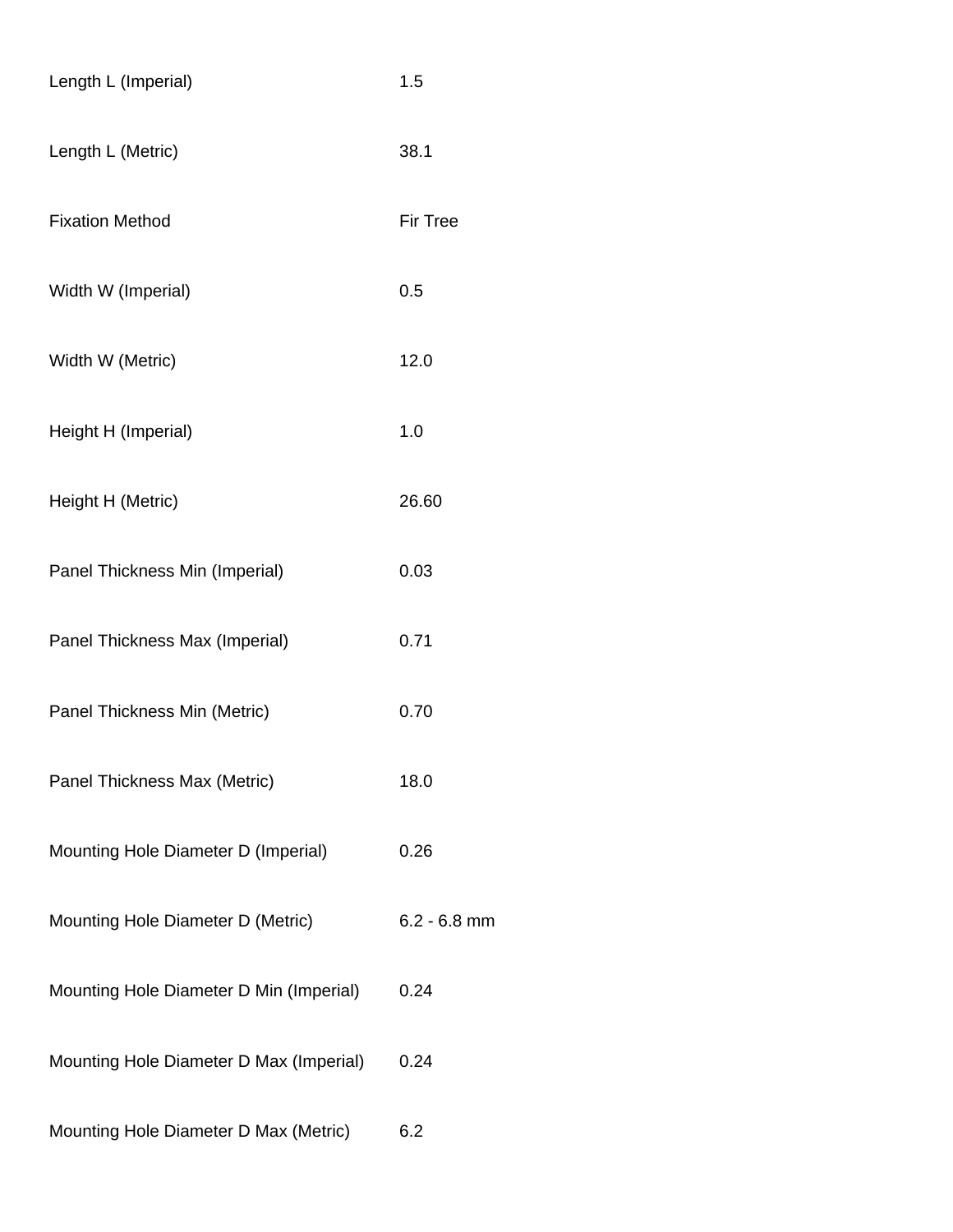| | |
|---|---|
| Length L (Imperial) | 1.5 |
| Length L (Metric) | 38.1 |
| Fixation Method | Fir Tree |
| Width W (Imperial) | 0.5 |
| Width W (Metric) | 12.0 |
| Height H (Imperial) | 1.0 |
| Height H (Metric) | 26.60 |
| Panel Thickness Min (Imperial) | 0.03 |
| Panel Thickness Max (Imperial) | 0.71 |
| Panel Thickness Min (Metric) | 0.70 |
| Panel Thickness Max (Metric) | 18.0 |
| Mounting Hole Diameter D (Imperial) | 0.26 |
| Mounting Hole Diameter D (Metric) | 6.2 - 6.8 mm |
| Mounting Hole Diameter D Min (Imperial) | 0.24 |
| Mounting Hole Diameter D Max (Imperial) | 0.24 |
| Mounting Hole Diameter D Max (Metric) | 6.2 |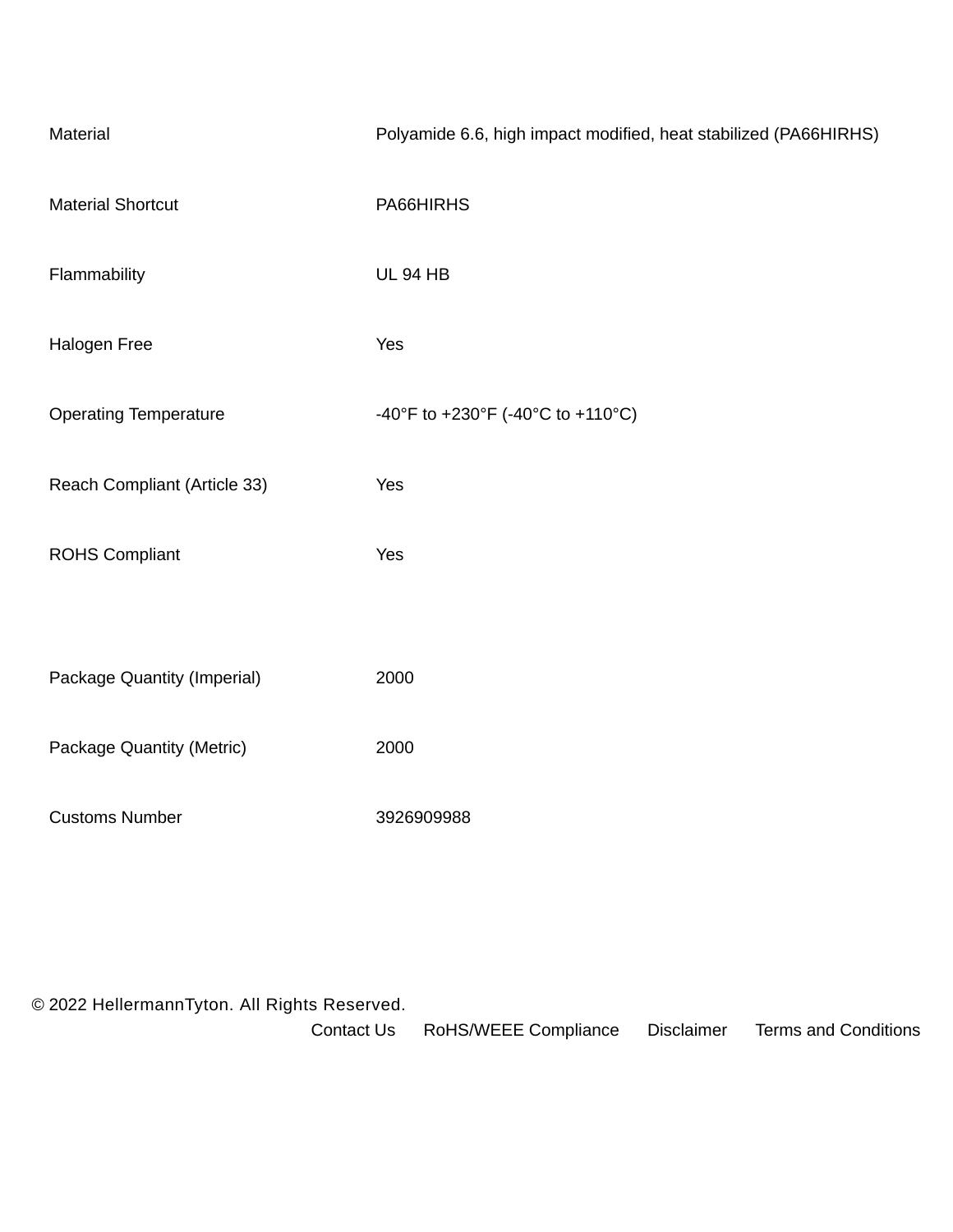| | |
|---|---|
| Material | Polyamide 6.6, high impact modified, heat stabilized (PA66HIRHS) |
| Material Shortcut | PA66HIRHS |
| Flammability | UL 94 HB |
| Halogen Free | Yes |
| Operating Temperature | -40°F to +230°F (-40°C to +110°C) |
| Reach Compliant (Article 33) | Yes |
| ROHS Compliant | Yes |

| | |
|---|---|
| Package Quantity (Imperial) | 2000 |
| Package Quantity (Metric) | 2000 |
| Customs Number | 3926909988 |

© 2022 HellermannTyton. All Rights Reserved.

Contact Us RoHS/WEEE Compliance Disclaimer Terms and Conditions